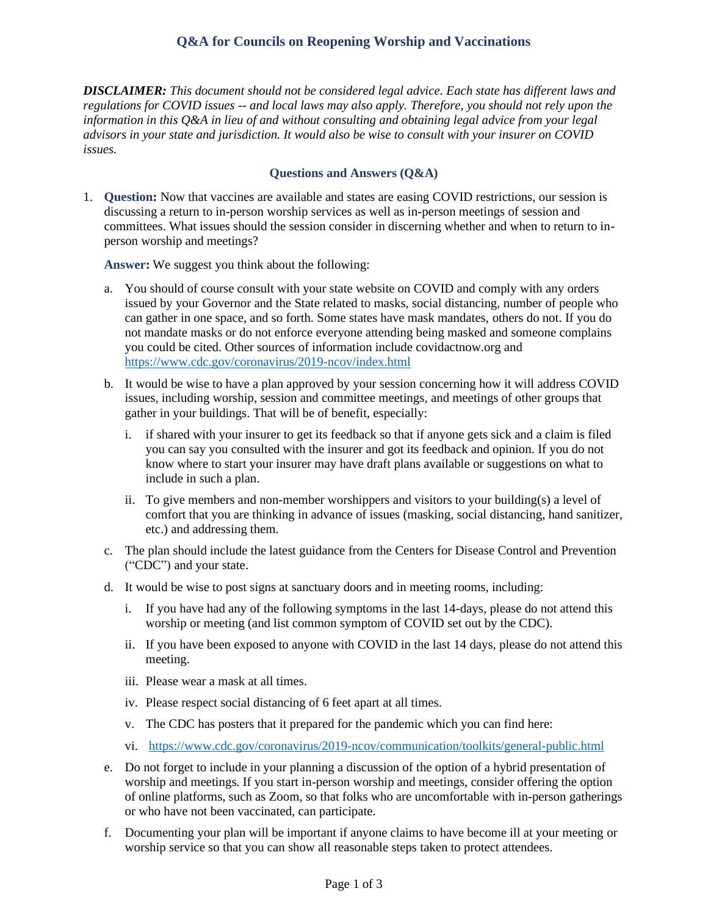# Q&A for Councils on Reopening Worship and Vaccinations

***DISCLAIMER:*** *This document should not be considered legal advice. Each state has different laws and regulations for COVID issues -- and local laws may also apply. Therefore, you should not rely upon the information in this Q&A in lieu of and without consulting and obtaining legal advice from your legal advisors in your state and jurisdiction. It would also be wise to consult with your insurer on COVID issues.*

## Questions and Answers (Q&A)

1. **Question:** Now that vaccines are available and states are easing COVID restrictions, our session is discussing a return to in-person worship services as well as in-person meetings of session and committees. What issues should the session consider in discerning whether and when to return to in-person worship and meetings?

   **Answer:** We suggest you think about the following:

   a. You should of course consult with your state website on COVID and comply with any orders issued by your Governor and the State related to masks, social distancing, number of people who can gather in one space, and so forth. Some states have mask mandates, others do not. If you do not mandate masks or do not enforce everyone attending being masked and someone complains you could be cited. Other sources of information include covidactnow.org and https://www.cdc.gov/coronavirus/2019-ncov/index.html

   b. It would be wise to have a plan approved by your session concerning how it will address COVID issues, including worship, session and committee meetings, and meetings of other groups that gather in your buildings. That will be of benefit, especially:

      i. if shared with your insurer to get its feedback so that if anyone gets sick and a claim is filed you can say you consulted with the insurer and got its feedback and opinion. If you do not know where to start your insurer may have draft plans available or suggestions on what to include in such a plan.

      ii. To give members and non-member worshippers and visitors to your building(s) a level of comfort that you are thinking in advance of issues (masking, social distancing, hand sanitizer, etc.) and addressing them.

   c. The plan should include the latest guidance from the Centers for Disease Control and Prevention ("CDC") and your state.

   d. It would be wise to post signs at sanctuary doors and in meeting rooms, including:

      i. If you have had any of the following symptoms in the last 14-days, please do not attend this worship or meeting (and list common symptom of COVID set out by the CDC).

      ii. If you have been exposed to anyone with COVID in the last 14 days, please do not attend this meeting.

      iii. Please wear a mask at all times.

      iv. Please respect social distancing of 6 feet apart at all times.

      v. The CDC has posters that it prepared for the pandemic which you can find here:

      vi. https://www.cdc.gov/coronavirus/2019-ncov/communication/toolkits/general-public.html

   e. Do not forget to include in your planning a discussion of the option of a hybrid presentation of worship and meetings. If you start in-person worship and meetings, consider offering the option of online platforms, such as Zoom, so that folks who are uncomfortable with in-person gatherings or who have not been vaccinated, can participate.

   f. Documenting your plan will be important if anyone claims to have become ill at your meeting or worship service so that you can show all reasonable steps taken to protect attendees.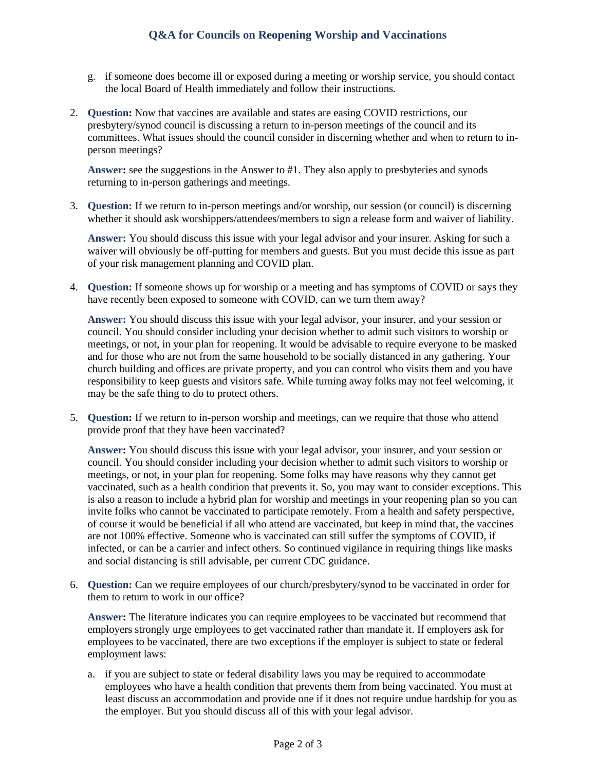g. if someone does become ill or exposed during a meeting or worship service, you should contact the local Board of Health immediately and follow their instructions.

2. **Question:** Now that vaccines are available and states are easing COVID restrictions, our presbytery/synod council is discussing a return to in-person meetings of the council and its committees. What issues should the council consider in discerning whether and when to return to in-person meetings?

   **Answer:** see the suggestions in the Answer to #1. They also apply to presbyteries and synods returning to in-person gatherings and meetings.

3. **Question:** If we return to in-person meetings and/or worship, our session (or council) is discerning whether it should ask worshippers/attendees/members to sign a release form and waiver of liability.

   **Answer:** You should discuss this issue with your legal advisor and your insurer. Asking for such a waiver will obviously be off-putting for members and guests. But you must decide this issue as part of your risk management planning and COVID plan.

4. **Question:** If someone shows up for worship or a meeting and has symptoms of COVID or says they have recently been exposed to someone with COVID, can we turn them away?

   **Answer:** You should discuss this issue with your legal advisor, your insurer, and your session or council. You should consider including your decision whether to admit such visitors to worship or meetings, or not, in your plan for reopening. It would be advisable to require everyone to be masked and for those who are not from the same household to be socially distanced in any gathering. Your church building and offices are private property, and you can control who visits them and you have responsibility to keep guests and visitors safe. While turning away folks may not feel welcoming, it may be the safe thing to do to protect others.

5. **Question:** If we return to in-person worship and meetings, can we require that those who attend provide proof that they have been vaccinated?

   **Answer:** You should discuss this issue with your legal advisor, your insurer, and your session or council. You should consider including your decision whether to admit such visitors to worship or meetings, or not, in your plan for reopening. Some folks may have reasons why they cannot get vaccinated, such as a health condition that prevents it. So, you may want to consider exceptions. This is also a reason to include a hybrid plan for worship and meetings in your reopening plan so you can invite folks who cannot be vaccinated to participate remotely. From a health and safety perspective, of course it would be beneficial if all who attend are vaccinated, but keep in mind that, the vaccines are not 100% effective. Someone who is vaccinated can still suffer the symptoms of COVID, if infected, or can be a carrier and infect others. So continued vigilance in requiring things like masks and social distancing is still advisable, per current CDC guidance.

6. **Question:** Can we require employees of our church/presbytery/synod to be vaccinated in order for them to return to work in our office?

   **Answer:** The literature indicates you can require employees to be vaccinated but recommend that employers strongly urge employees to get vaccinated rather than mandate it. If employers ask for employees to be vaccinated, there are two exceptions if the employer is subject to state or federal employment laws:

   a. if you are subject to state or federal disability laws you may be required to accommodate employees who have a health condition that prevents them from being vaccinated. You must at least discuss an accommodation and provide one if it does not require undue hardship for you as the employer. But you should discuss all of this with your legal advisor.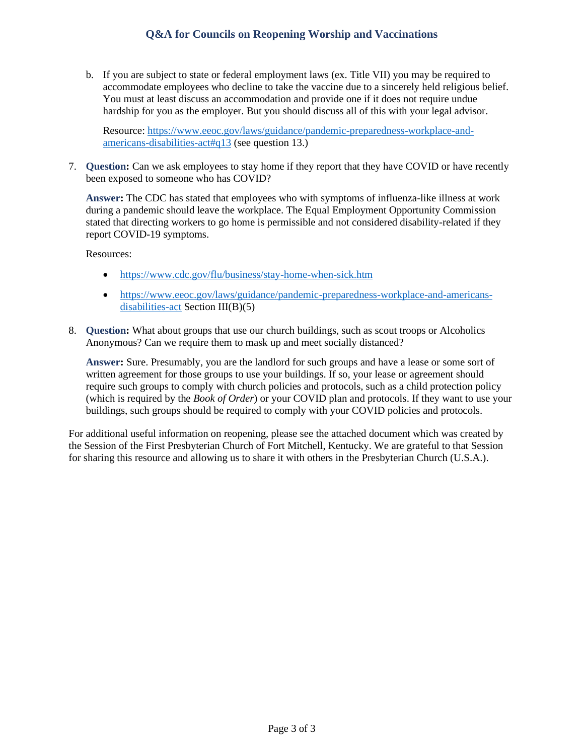b. If you are subject to state or federal employment laws (ex. Title VII) you may be required to accommodate employees who decline to take the vaccine due to a sincerely held religious belief. You must at least discuss an accommodation and provide one if it does not require undue hardship for you as the employer. But you should discuss all of this with your legal advisor.

   Resource: [https://www.eeoc.gov/laws/guidance/pandemic-preparedness-workplace-and-americans-disabilities-act#q13](https://www.eeoc.gov/laws/guidance/pandemic-preparedness-workplace-and-americans-disabilities-act#q13) (see question 13.)

7. **Question:** Can we ask employees to stay home if they report that they have COVID or have recently been exposed to someone who has COVID?

   **Answer:** The CDC has stated that employees who with symptoms of influenza-like illness at work during a pandemic should leave the workplace. The Equal Employment Opportunity Commission stated that directing workers to go home is permissible and not considered disability-related if they report COVID-19 symptoms.

   Resources:

   - [https://www.cdc.gov/flu/business/stay-home-when-sick.htm](https://www.cdc.gov/flu/business/stay-home-when-sick.htm)
   - [https://www.eeoc.gov/laws/guidance/pandemic-preparedness-workplace-and-americans-disabilities-act](https://www.eeoc.gov/laws/guidance/pandemic-preparedness-workplace-and-americans-disabilities-act) Section III(B)(5)

8. **Question:** What about groups that use our church buildings, such as scout troops or Alcoholics Anonymous? Can we require them to mask up and meet socially distanced?

   **Answer:** Sure. Presumably, you are the landlord for such groups and have a lease or some sort of written agreement for those groups to use your buildings. If so, your lease or agreement should require such groups to comply with church policies and protocols, such as a child protection policy (which is required by the *Book of Order*) or your COVID plan and protocols. If they want to use your buildings, such groups should be required to comply with your COVID policies and protocols.

For additional useful information on reopening, please see the attached document which was created by the Session of the First Presbyterian Church of Fort Mitchell, Kentucky. We are grateful to that Session for sharing this resource and allowing us to share it with others in the Presbyterian Church (U.S.A.).